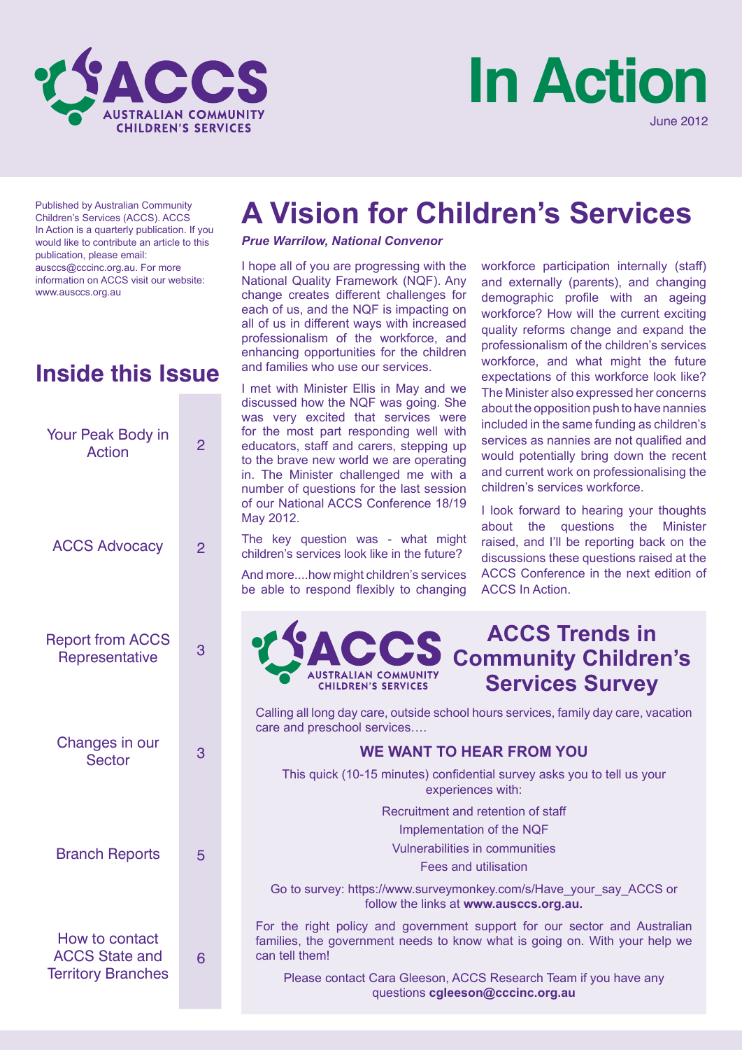# ACCS Australian Community Children's Services

# In Action

June 2012

Published by Australian Community Children's Services (ACCS). ACCS In Action is a quarterly publication. If you would like to contribute an article to this publication, please email: ausccs@cccinc.org.au. For more information on ACCS visit our website: www.ausccs.org.au

## Inside this Issue

| | |
|---|---|
| Your Peak Body in Action | 2 |
| ACCS Advocacy | 2 |
| Report from ACCS Representative | 3 |
| Changes in our Sector | 3 |
| Branch Reports | 5 |
| How to contact ACCS State and Territory Branches | 6 |

# A Vision for Children's Services

***Prue Warrilow, National Convenor***

I hope all of you are progressing with the National Quality Framework (NQF). Any change creates different challenges for each of us, and the NQF is impacting on all of us in different ways with increased professionalism of the workforce, and enhancing opportunities for the children and families who use our services.

I met with Minister Ellis in May and we discussed how the NQF was going. She was very excited that services were for the most part responding well with educators, staff and carers, stepping up to the brave new world we are operating in. The Minister challenged me with a number of questions for the last session of our National ACCS Conference 18/19 May 2012.

The key question was - what might children's services look like in the future?

And more....how might children's services be able to respond flexibly to changing workforce participation internally (staff) and externally (parents), and changing demographic profile with an ageing workforce? How will the current exciting quality reforms change and expand the professionalism of the children's services workforce, and what might the future expectations of this workforce look like? The Minister also expressed her concerns about the opposition push to have nannies included in the same funding as children's services as nannies are not qualified and would potentially bring down the recent and current work on professionalising the children's services workforce.

I look forward to hearing your thoughts about the questions the Minister raised, and I'll be reporting back on the discussions these questions raised at the ACCS Conference in the next edition of ACCS In Action.

## ACCS Trends in Community Children's Services Survey

Calling all long day care, outside school hours services, family day care, vacation care and preschool services….

### WE WANT TO HEAR FROM YOU

This quick (10-15 minutes) confidential survey asks you to tell us your experiences with:

Recruitment and retention of staff

Implementation of the NQF

Vulnerabilities in communities

Fees and utilisation

Go to survey: https://www.surveymonkey.com/s/Have_your_say_ACCS or follow the links at **www.ausccs.org.au.**

For the right policy and government support for our sector and Australian families, the government needs to know what is going on. With your help we can tell them!

Please contact Cara Gleeson, ACCS Research Team if you have any questions **cgleeson@cccinc.org.au**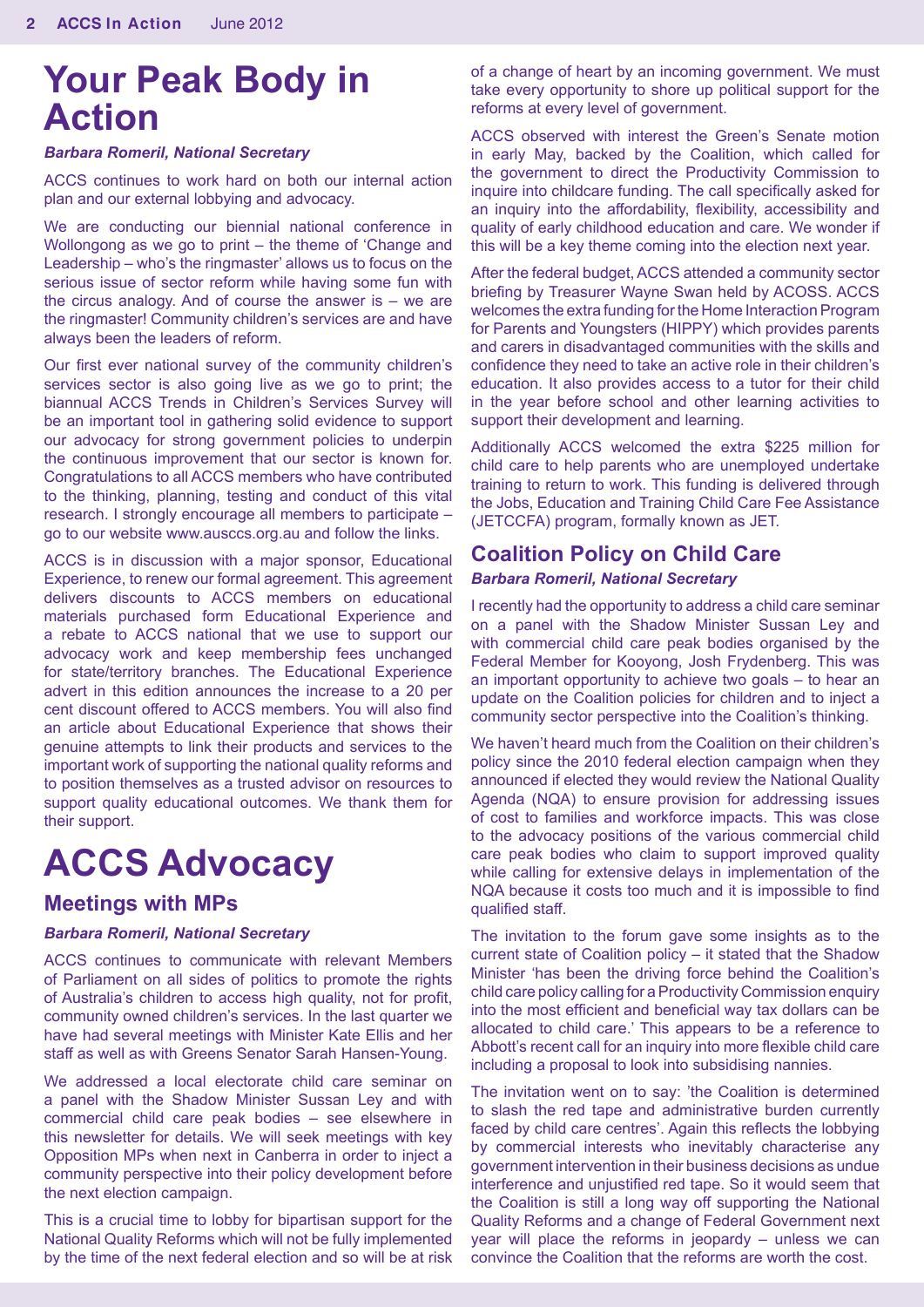# Your Peak Body in Action

***Barbara Romeril, National Secretary***

ACCS continues to work hard on both our internal action plan and our external lobbying and advocacy.

We are conducting our biennial national conference in Wollongong as we go to print – the theme of 'Change and Leadership – who's the ringmaster' allows us to focus on the serious issue of sector reform while having some fun with the circus analogy. And of course the answer is – we are the ringmaster! Community children's services are and have always been the leaders of reform.

Our first ever national survey of the community children's services sector is also going live as we go to print; the biannual ACCS Trends in Children's Services Survey will be an important tool in gathering solid evidence to support our advocacy for strong government policies to underpin the continuous improvement that our sector is known for. Congratulations to all ACCS members who have contributed to the thinking, planning, testing and conduct of this vital research. I strongly encourage all members to participate – go to our website www.ausccs.org.au and follow the links.

ACCS is in discussion with a major sponsor, Educational Experience, to renew our formal agreement. This agreement delivers discounts to ACCS members on educational materials purchased form Educational Experience and a rebate to ACCS national that we use to support our advocacy work and keep membership fees unchanged for state/territory branches. The Educational Experience advert in this edition announces the increase to a 20 per cent discount offered to ACCS members. You will also find an article about Educational Experience that shows their genuine attempts to link their products and services to the important work of supporting the national quality reforms and to position themselves as a trusted advisor on resources to support quality educational outcomes. We thank them for their support.

# ACCS Advocacy

## Meetings with MPs

***Barbara Romeril, National Secretary***

ACCS continues to communicate with relevant Members of Parliament on all sides of politics to promote the rights of Australia's children to access high quality, not for profit, community owned children's services. In the last quarter we have had several meetings with Minister Kate Ellis and her staff as well as with Greens Senator Sarah Hansen-Young.

We addressed a local electorate child care seminar on a panel with the Shadow Minister Sussan Ley and with commercial child care peak bodies – see elsewhere in this newsletter for details. We will seek meetings with key Opposition MPs when next in Canberra in order to inject a community perspective into their policy development before the next election campaign.

This is a crucial time to lobby for bipartisan support for the National Quality Reforms which will not be fully implemented by the time of the next federal election and so will be at risk of a change of heart by an incoming government. We must take every opportunity to shore up political support for the reforms at every level of government.

ACCS observed with interest the Green's Senate motion in early May, backed by the Coalition, which called for the government to direct the Productivity Commission to inquire into childcare funding. The call specifically asked for an inquiry into the affordability, flexibility, accessibility and quality of early childhood education and care. We wonder if this will be a key theme coming into the election next year.

After the federal budget, ACCS attended a community sector briefing by Treasurer Wayne Swan held by ACOSS. ACCS welcomes the extra funding for the Home Interaction Program for Parents and Youngsters (HIPPY) which provides parents and carers in disadvantaged communities with the skills and confidence they need to take an active role in their children's education. It also provides access to a tutor for their child in the year before school and other learning activities to support their development and learning.

Additionally ACCS welcomed the extra $225 million for child care to help parents who are unemployed undertake training to return to work. This funding is delivered through the Jobs, Education and Training Child Care Fee Assistance (JETCCFA) program, formally known as JET.

## Coalition Policy on Child Care

***Barbara Romeril, National Secretary***

I recently had the opportunity to address a child care seminar on a panel with the Shadow Minister Sussan Ley and with commercial child care peak bodies organised by the Federal Member for Kooyong, Josh Frydenberg. This was an important opportunity to achieve two goals – to hear an update on the Coalition policies for children and to inject a community sector perspective into the Coalition's thinking.

We haven't heard much from the Coalition on their children's policy since the 2010 federal election campaign when they announced if elected they would review the National Quality Agenda (NQA) to ensure provision for addressing issues of cost to families and workforce impacts. This was close to the advocacy positions of the various commercial child care peak bodies who claim to support improved quality while calling for extensive delays in implementation of the NQA because it costs too much and it is impossible to find qualified staff.

The invitation to the forum gave some insights as to the current state of Coalition policy – it stated that the Shadow Minister 'has been the driving force behind the Coalition's child care policy calling for a Productivity Commission enquiry into the most efficient and beneficial way tax dollars can be allocated to child care.' This appears to be a reference to Abbott's recent call for an inquiry into more flexible child care including a proposal to look into subsidising nannies.

The invitation went on to say: 'the Coalition is determined to slash the red tape and administrative burden currently faced by child care centres'. Again this reflects the lobbying by commercial interests who inevitably characterise any government intervention in their business decisions as undue interference and unjustified red tape. So it would seem that the Coalition is still a long way off supporting the National Quality Reforms and a change of Federal Government next year will place the reforms in jeopardy – unless we can convince the Coalition that the reforms are worth the cost.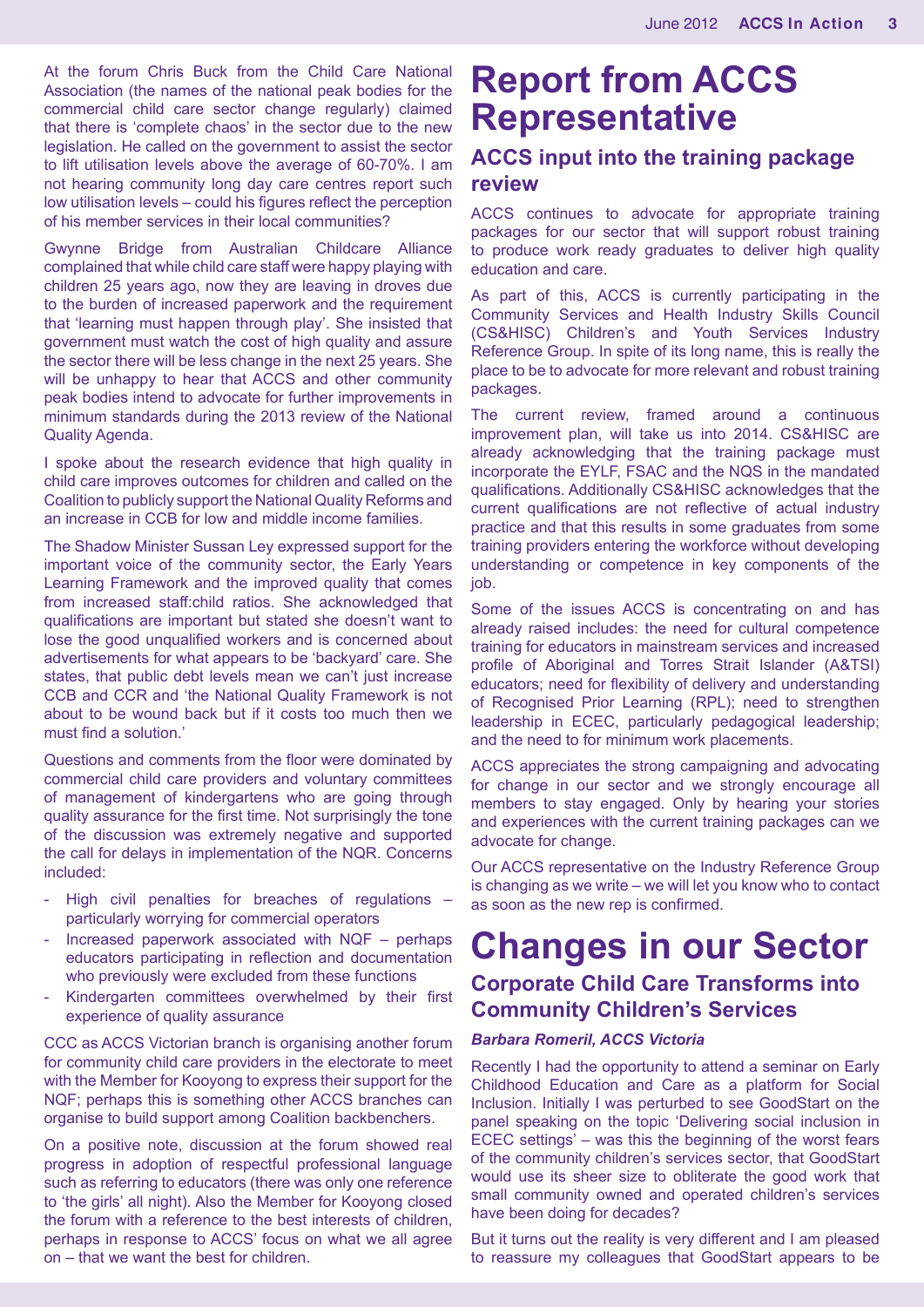At the forum Chris Buck from the Child Care National Association (the names of the national peak bodies for the commercial child care sector change regularly) claimed that there is 'complete chaos' in the sector due to the new legislation. He called on the government to assist the sector to lift utilisation levels above the average of 60-70%. I am not hearing community long day care centres report such low utilisation levels – could his figures reflect the perception of his member services in their local communities?

Gwynne Bridge from Australian Childcare Alliance complained that while child care staff were happy playing with children 25 years ago, now they are leaving in droves due to the burden of increased paperwork and the requirement that 'learning must happen through play'. She insisted that government must watch the cost of high quality and assure the sector there will be less change in the next 25 years. She will be unhappy to hear that ACCS and other community peak bodies intend to advocate for further improvements in minimum standards during the 2013 review of the National Quality Agenda.

I spoke about the research evidence that high quality in child care improves outcomes for children and called on the Coalition to publicly support the National Quality Reforms and an increase in CCB for low and middle income families.

The Shadow Minister Sussan Ley expressed support for the important voice of the community sector, the Early Years Learning Framework and the improved quality that comes from increased staff:child ratios. She acknowledged that qualifications are important but stated she doesn't want to lose the good unqualified workers and is concerned about advertisements for what appears to be 'backyard' care. She states, that public debt levels mean we can't just increase CCB and CCR and 'the National Quality Framework is not about to be wound back but if it costs too much then we must find a solution.'

Questions and comments from the floor were dominated by commercial child care providers and voluntary committees of management of kindergartens who are going through quality assurance for the first time. Not surprisingly the tone of the discussion was extremely negative and supported the call for delays in implementation of the NQR. Concerns included:

- High civil penalties for breaches of regulations – particularly worrying for commercial operators
- Increased paperwork associated with NQF – perhaps educators participating in reflection and documentation who previously were excluded from these functions
- Kindergarten committees overwhelmed by their first experience of quality assurance

CCC as ACCS Victorian branch is organising another forum for community child care providers in the electorate to meet with the Member for Kooyong to express their support for the NQF; perhaps this is something other ACCS branches can organise to build support among Coalition backbenchers.

On a positive note, discussion at the forum showed real progress in adoption of respectful professional language such as referring to educators (there was only one reference to 'the girls' all night). Also the Member for Kooyong closed the forum with a reference to the best interests of children, perhaps in response to ACCS' focus on what we all agree on – that we want the best for children.

# Report from ACCS Representative

## ACCS input into the training package review

ACCS continues to advocate for appropriate training packages for our sector that will support robust training to produce work ready graduates to deliver high quality education and care.

As part of this, ACCS is currently participating in the Community Services and Health Industry Skills Council (CS&HISC) Children's and Youth Services Industry Reference Group. In spite of its long name, this is really the place to be to advocate for more relevant and robust training packages.

The current review, framed around a continuous improvement plan, will take us into 2014. CS&HISC are already acknowledging that the training package must incorporate the EYLF, FSAC and the NQS in the mandated qualifications. Additionally CS&HISC acknowledges that the current qualifications are not reflective of actual industry practice and that this results in some graduates from some training providers entering the workforce without developing understanding or competence in key components of the job.

Some of the issues ACCS is concentrating on and has already raised includes: the need for cultural competence training for educators in mainstream services and increased profile of Aboriginal and Torres Strait Islander (A&TSI) educators; need for flexibility of delivery and understanding of Recognised Prior Learning (RPL); need to strengthen leadership in ECEC, particularly pedagogical leadership; and the need to for minimum work placements.

ACCS appreciates the strong campaigning and advocating for change in our sector and we strongly encourage all members to stay engaged. Only by hearing your stories and experiences with the current training packages can we advocate for change.

Our ACCS representative on the Industry Reference Group is changing as we write – we will let you know who to contact as soon as the new rep is confirmed.

# Changes in our Sector

## Corporate Child Care Transforms into Community Children's Services

***Barbara Romeril, ACCS Victoria***

Recently I had the opportunity to attend a seminar on Early Childhood Education and Care as a platform for Social Inclusion. Initially I was perturbed to see GoodStart on the panel speaking on the topic 'Delivering social inclusion in ECEC settings' – was this the beginning of the worst fears of the community children's services sector, that GoodStart would use its sheer size to obliterate the good work that small community owned and operated children's services have been doing for decades?

But it turns out the reality is very different and I am pleased to reassure my colleagues that GoodStart appears to be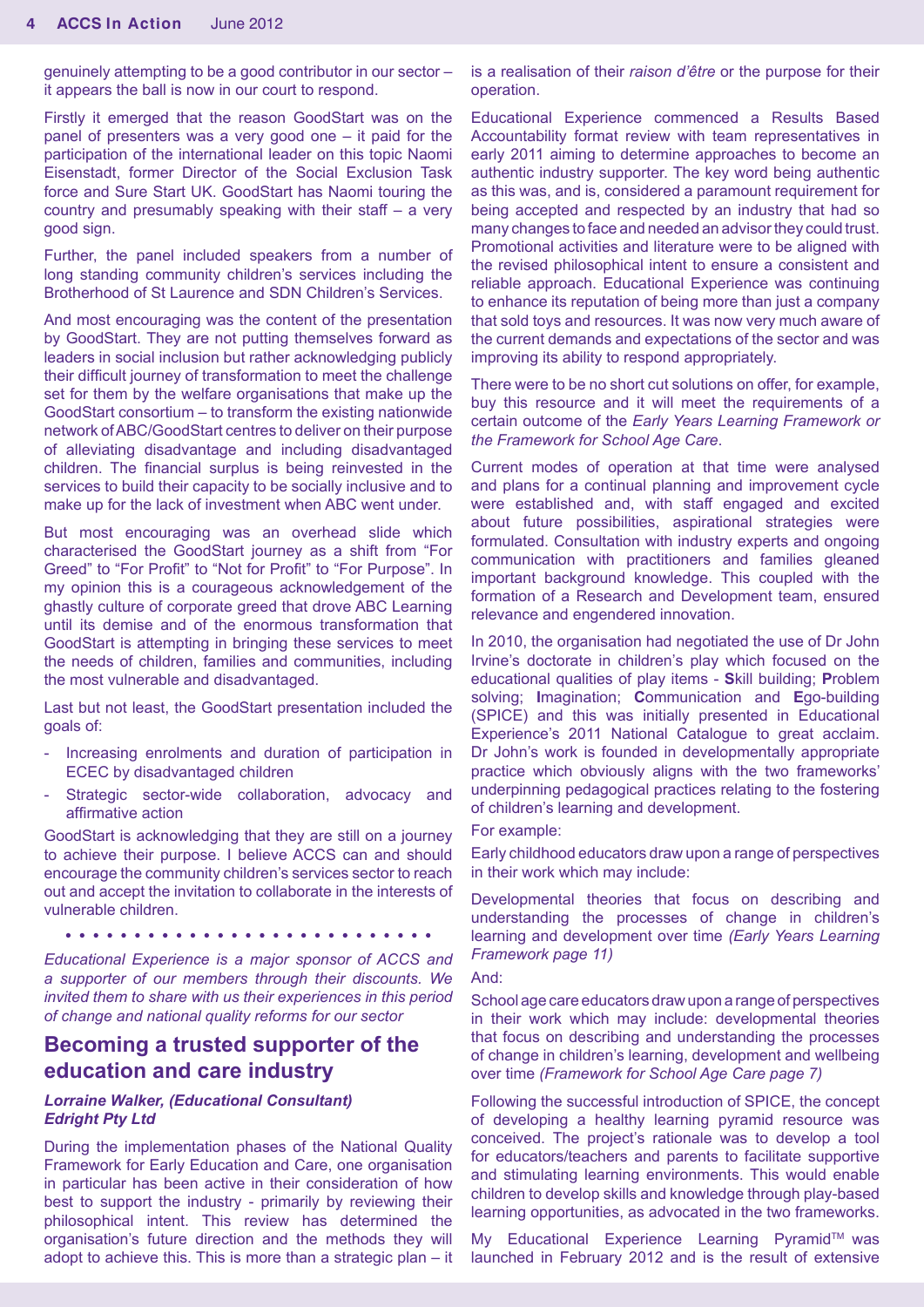genuinely attempting to be a good contributor in our sector – it appears the ball is now in our court to respond.

Firstly it emerged that the reason GoodStart was on the panel of presenters was a very good one – it paid for the participation of the international leader on this topic Naomi Eisenstadt, former Director of the Social Exclusion Task force and Sure Start UK. GoodStart has Naomi touring the country and presumably speaking with their staff – a very good sign.

Further, the panel included speakers from a number of long standing community children's services including the Brotherhood of St Laurence and SDN Children's Services.

And most encouraging was the content of the presentation by GoodStart. They are not putting themselves forward as leaders in social inclusion but rather acknowledging publicly their difficult journey of transformation to meet the challenge set for them by the welfare organisations that make up the GoodStart consortium – to transform the existing nationwide network of ABC/GoodStart centres to deliver on their purpose of alleviating disadvantage and including disadvantaged children. The financial surplus is being reinvested in the services to build their capacity to be socially inclusive and to make up for the lack of investment when ABC went under.

But most encouraging was an overhead slide which characterised the GoodStart journey as a shift from "For Greed" to "For Profit" to "Not for Profit" to "For Purpose". In my opinion this is a courageous acknowledgement of the ghastly culture of corporate greed that drove ABC Learning until its demise and of the enormous transformation that GoodStart is attempting in bringing these services to meet the needs of children, families and communities, including the most vulnerable and disadvantaged.

Last but not least, the GoodStart presentation included the goals of:

- Increasing enrolments and duration of participation in ECEC by disadvantaged children
- Strategic sector-wide collaboration, advocacy and affirmative action

GoodStart is acknowledging that they are still on a journey to achieve their purpose. I believe ACCS can and should encourage the community children's services sector to reach out and accept the invitation to collaborate in the interests of vulnerable children.

*Educational Experience is a major sponsor of ACCS and a supporter of our members through their discounts. We invited them to share with us their experiences in this period of change and national quality reforms for our sector*

## Becoming a trusted supporter of the education and care industry

***Lorraine Walker, (Educational Consultant) Edright Pty Ltd***

During the implementation phases of the National Quality Framework for Early Education and Care, one organisation in particular has been active in their consideration of how best to support the industry - primarily by reviewing their philosophical intent. This review has determined the organisation's future direction and the methods they will adopt to achieve this. This is more than a strategic plan – it is a realisation of their *raison d'être* or the purpose for their operation.

Educational Experience commenced a Results Based Accountability format review with team representatives in early 2011 aiming to determine approaches to become an authentic industry supporter. The key word being authentic as this was, and is, considered a paramount requirement for being accepted and respected by an industry that had so many changes to face and needed an advisor they could trust. Promotional activities and literature were to be aligned with the revised philosophical intent to ensure a consistent and reliable approach. Educational Experience was continuing to enhance its reputation of being more than just a company that sold toys and resources. It was now very much aware of the current demands and expectations of the sector and was improving its ability to respond appropriately.

There were to be no short cut solutions on offer, for example, buy this resource and it will meet the requirements of a certain outcome of the *Early Years Learning Framework or the Framework for School Age Care*.

Current modes of operation at that time were analysed and plans for a continual planning and improvement cycle were established and, with staff engaged and excited about future possibilities, aspirational strategies were formulated. Consultation with industry experts and ongoing communication with practitioners and families gleaned important background knowledge. This coupled with the formation of a Research and Development team, ensured relevance and engendered innovation.

In 2010, the organisation had negotiated the use of Dr John Irvine's doctorate in children's play which focused on the educational qualities of play items - **S**kill building; **P**roblem solving; **I**magination; **C**ommunication and **E**go-building (SPICE) and this was initially presented in Educational Experience's 2011 National Catalogue to great acclaim. Dr John's work is founded in developmentally appropriate practice which obviously aligns with the two frameworks' underpinning pedagogical practices relating to the fostering of children's learning and development.

For example:

Early childhood educators draw upon a range of perspectives in their work which may include:

Developmental theories that focus on describing and understanding the processes of change in children's learning and development over time *(Early Years Learning Framework page 11)*

And:

School age care educators draw upon a range of perspectives in their work which may include: developmental theories that focus on describing and understanding the processes of change in children's learning, development and wellbeing over time *(Framework for School Age Care page 7)*

Following the successful introduction of SPICE, the concept of developing a healthy learning pyramid resource was conceived. The project's rationale was to develop a tool for educators/teachers and parents to facilitate supportive and stimulating learning environments. This would enable children to develop skills and knowledge through play-based learning opportunities, as advocated in the two frameworks.

My Educational Experience Learning Pyramid™ was launched in February 2012 and is the result of extensive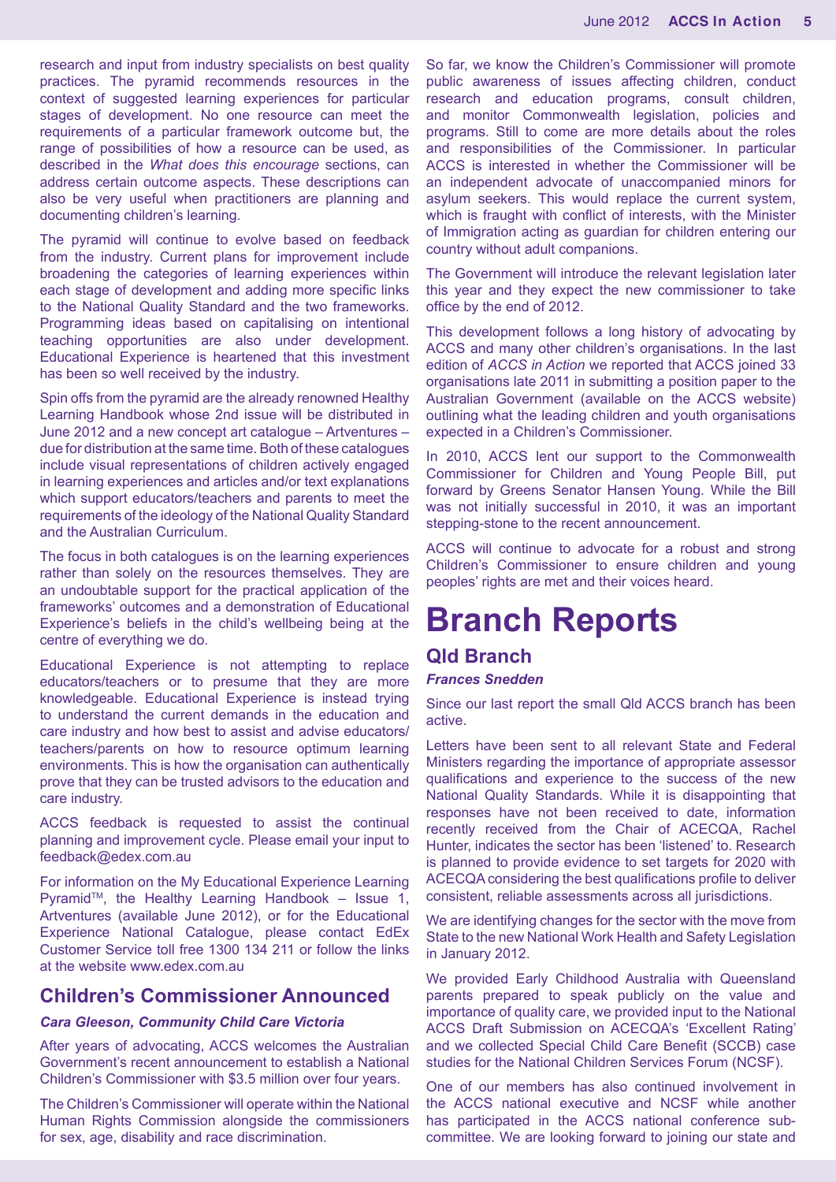research and input from industry specialists on best quality practices. The pyramid recommends resources in the context of suggested learning experiences for particular stages of development. No one resource can meet the requirements of a particular framework outcome but, the range of possibilities of how a resource can be used, as described in the *What does this encourage* sections, can address certain outcome aspects. These descriptions can also be very useful when practitioners are planning and documenting children's learning.

The pyramid will continue to evolve based on feedback from the industry. Current plans for improvement include broadening the categories of learning experiences within each stage of development and adding more specific links to the National Quality Standard and the two frameworks. Programming ideas based on capitalising on intentional teaching opportunities are also under development. Educational Experience is heartened that this investment has been so well received by the industry.

Spin offs from the pyramid are the already renowned Healthy Learning Handbook whose 2nd issue will be distributed in June 2012 and a new concept art catalogue – Artventures – due for distribution at the same time. Both of these catalogues include visual representations of children actively engaged in learning experiences and articles and/or text explanations which support educators/teachers and parents to meet the requirements of the ideology of the National Quality Standard and the Australian Curriculum.

The focus in both catalogues is on the learning experiences rather than solely on the resources themselves. They are an undoubtable support for the practical application of the frameworks' outcomes and a demonstration of Educational Experience's beliefs in the child's wellbeing being at the centre of everything we do.

Educational Experience is not attempting to replace educators/teachers or to presume that they are more knowledgeable. Educational Experience is instead trying to understand the current demands in the education and care industry and how best to assist and advise educators/teachers/parents on how to resource optimum learning environments. This is how the organisation can authentically prove that they can be trusted advisors to the education and care industry.

ACCS feedback is requested to assist the continual planning and improvement cycle. Please email your input to feedback@edex.com.au

For information on the My Educational Experience Learning Pyramid™, the Healthy Learning Handbook – Issue 1, Artventures (available June 2012), or for the Educational Experience National Catalogue, please contact EdEx Customer Service toll free 1300 134 211 or follow the links at the website www.edex.com.au

## Children's Commissioner Announced

***Cara Gleeson, Community Child Care Victoria***

After years of advocating, ACCS welcomes the Australian Government's recent announcement to establish a National Children's Commissioner with $3.5 million over four years.

The Children's Commissioner will operate within the National Human Rights Commission alongside the commissioners for sex, age, disability and race discrimination.

So far, we know the Children's Commissioner will promote public awareness of issues affecting children, conduct research and education programs, consult children, and monitor Commonwealth legislation, policies and programs. Still to come are more details about the roles and responsibilities of the Commissioner. In particular ACCS is interested in whether the Commissioner will be an independent advocate of unaccompanied minors for asylum seekers. This would replace the current system, which is fraught with conflict of interests, with the Minister of Immigration acting as guardian for children entering our country without adult companions.

The Government will introduce the relevant legislation later this year and they expect the new commissioner to take office by the end of 2012.

This development follows a long history of advocating by ACCS and many other children's organisations. In the last edition of *ACCS in Action* we reported that ACCS joined 33 organisations late 2011 in submitting a position paper to the Australian Government (available on the ACCS website) outlining what the leading children and youth organisations expected in a Children's Commissioner.

In 2010, ACCS lent our support to the Commonwealth Commissioner for Children and Young People Bill, put forward by Greens Senator Hansen Young. While the Bill was not initially successful in 2010, it was an important stepping-stone to the recent announcement.

ACCS will continue to advocate for a robust and strong Children's Commissioner to ensure children and young peoples' rights are met and their voices heard.

# Branch Reports

## Qld Branch

***Frances Snedden***

Since our last report the small Qld ACCS branch has been active.

Letters have been sent to all relevant State and Federal Ministers regarding the importance of appropriate assessor qualifications and experience to the success of the new National Quality Standards. While it is disappointing that responses have not been received to date, information recently received from the Chair of ACECQA, Rachel Hunter, indicates the sector has been 'listened' to. Research is planned to provide evidence to set targets for 2020 with ACECQA considering the best qualifications profile to deliver consistent, reliable assessments across all jurisdictions.

We are identifying changes for the sector with the move from State to the new National Work Health and Safety Legislation in January 2012.

We provided Early Childhood Australia with Queensland parents prepared to speak publicly on the value and importance of quality care, we provided input to the National ACCS Draft Submission on ACECQA's 'Excellent Rating' and we collected Special Child Care Benefit (SCCB) case studies for the National Children Services Forum (NCSF).

One of our members has also continued involvement in the ACCS national executive and NCSF while another has participated in the ACCS national conference sub-committee. We are looking forward to joining our state and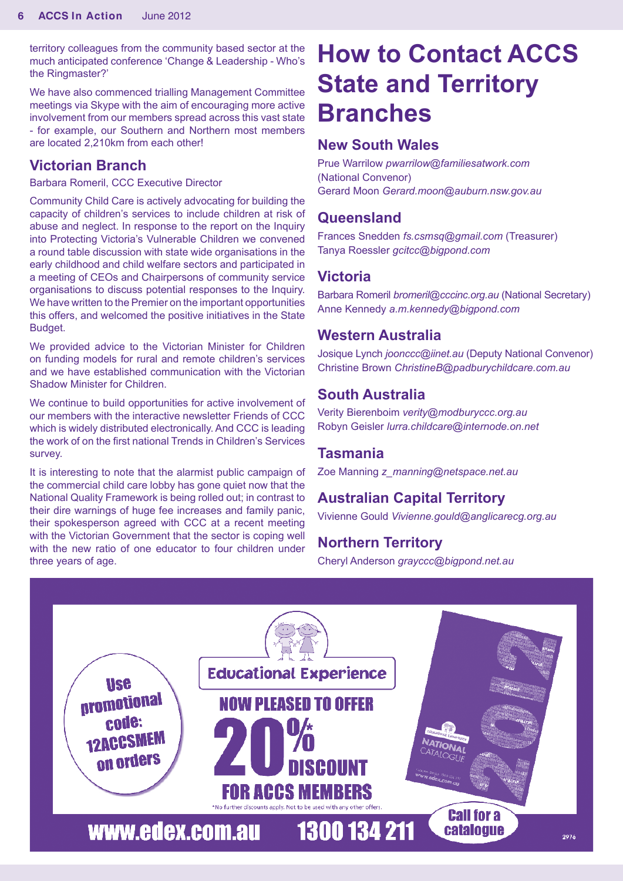territory colleagues from the community based sector at the much anticipated conference 'Change & Leadership - Who's the Ringmaster?'

We have also commenced trialling Management Committee meetings via Skype with the aim of encouraging more active involvement from our members spread across this vast state - for example, our Southern and Northern most members are located 2,210km from each other!

## Victorian Branch

Barbara Romeril, CCC Executive Director

Community Child Care is actively advocating for building the capacity of children's services to include children at risk of abuse and neglect. In response to the report on the Inquiry into Protecting Victoria's Vulnerable Children we convened a round table discussion with state wide organisations in the early childhood and child welfare sectors and participated in a meeting of CEOs and Chairpersons of community service organisations to discuss potential responses to the Inquiry. We have written to the Premier on the important opportunities this offers, and welcomed the positive initiatives in the State Budget.

We provided advice to the Victorian Minister for Children on funding models for rural and remote children's services and we have established communication with the Victorian Shadow Minister for Children.

We continue to build opportunities for active involvement of our members with the interactive newsletter Friends of CCC which is widely distributed electronically. And CCC is leading the work of on the first national Trends in Children's Services survey.

It is interesting to note that the alarmist public campaign of the commercial child care lobby has gone quiet now that the National Quality Framework is being rolled out; in contrast to their dire warnings of huge fee increases and family panic, their spokesperson agreed with CCC at a recent meeting with the Victorian Government that the sector is coping well with the new ratio of one educator to four children under three years of age.

# How to Contact ACCS State and Territory Branches

## New South Wales

Prue Warrilow *pwarrilow@familiesatwork.com* (National Convenor)
Gerard Moon *Gerard.moon@auburn.nsw.gov.au*

## Queensland

Frances Snedden *fs.csmsq@gmail.com* (Treasurer)
Tanya Roessler *gcitcc@bigpond.com*

## Victoria

Barbara Romeril *bromeril@cccinc.org.au* (National Secretary)
Anne Kennedy *a.m.kennedy@bigpond.com*

## Western Australia

Josique Lynch *joonccc@iinet.au* (Deputy National Convenor)
Christine Brown *ChristineB@padburychildcare.com.au*

## South Australia

Verity Bierenboim *verity@modburyccc.org.au*
Robyn Geisler *lurra.childcare@internode.on.net*

## Tasmania

Zoe Manning *z_manning@netspace.net.au*

## Australian Capital Territory

Vivienne Gould *Vivienne.gould@anglicarecg.org.au*

## Northern Territory

Cheryl Anderson *grayccc@bigpond.net.au*

Use promotional code: 12ACCSMEM on orders

Educational Experience

NOW PLEASED TO OFFER 20%* DISCOUNT FOR ACCS MEMBERS

*No further discounts apply. Not to be used with any other offers.

www.edex.com.au 1300 134 211

Call for a catalogue

2976